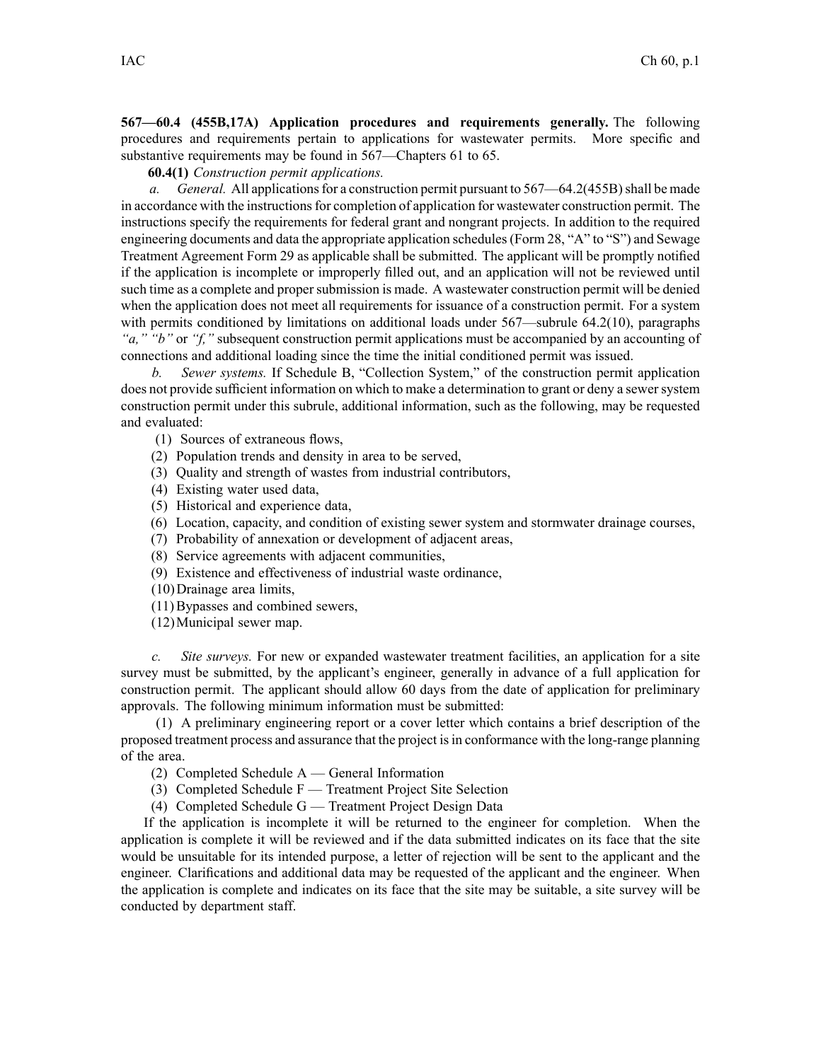**567—60.4 (455B,17A) Application procedures and requirements generally.** The following procedures and requirements pertain to applications for wastewater permits. More specific and substantive requirements may be found in 567—Chapters 61 to 65.

**60.4(1)** *Construction permit applications.*

*a. General.* All applications for a construction permit pursuant to 567—64.2(455B) shall be made in accordance with the instructions for completion of application for wastewater construction permit. The instructions specify the requirements for federal grant and nongrant projects. In addition to the required engineering documents and data the appropriate application schedules (Form 28, "A" to "S") and Sewage Treatment Agreement Form 29 as applicable shall be submitted. The applicant will be promptly notified if the application is incomplete or improperly filled out, and an application will not be reviewed until such time as a complete and proper submission is made. A wastewater construction permit will be denied when the application does not meet all requirements for issuance of a construction permit. For a system with permits conditioned by limitations on additional loads under 567—subrule 64.2(10), paragraphs *"a," "b"* or *"f,"* subsequent construction permit applications must be accompanied by an accounting of connections and additional loading since the time the initial conditioned permit was issued.

*b. Sewer systems.* If Schedule B, "Collection System," of the construction permit application does not provide sufficient information on which to make a determination to grant or deny a sewer system construction permit under this subrule, additional information, such as the following, may be requested and evaluated:

(1) Sources of extraneous flows,
(2) Population trends and density in area to be served,
(3) Quality and strength of wastes from industrial contributors,
(4) Existing water used data,
(5) Historical and experience data,
(6) Location, capacity, and condition of existing sewer system and stormwater drainage courses,
(7) Probability of annexation or development of adjacent areas,
(8) Service agreements with adjacent communities,
(9) Existence and effectiveness of industrial waste ordinance,
(10) Drainage area limits,
(11) Bypasses and combined sewers,
(12) Municipal sewer map.

*c. Site surveys.* For new or expanded wastewater treatment facilities, an application for a site survey must be submitted, by the applicant's engineer, generally in advance of a full application for construction permit. The applicant should allow 60 days from the date of application for preliminary approvals. The following minimum information must be submitted:

(1) A preliminary engineering report or a cover letter which contains a brief description of the proposed treatment process and assurance that the project is in conformance with the long-range planning of the area.
(2) Completed Schedule A — General Information
(3) Completed Schedule F — Treatment Project Site Selection
(4) Completed Schedule G — Treatment Project Design Data

If the application is incomplete it will be returned to the engineer for completion. When the application is complete it will be reviewed and if the data submitted indicates on its face that the site would be unsuitable for its intended purpose, a letter of rejection will be sent to the applicant and the engineer. Clarifications and additional data may be requested of the applicant and the engineer. When the application is complete and indicates on its face that the site may be suitable, a site survey will be conducted by department staff.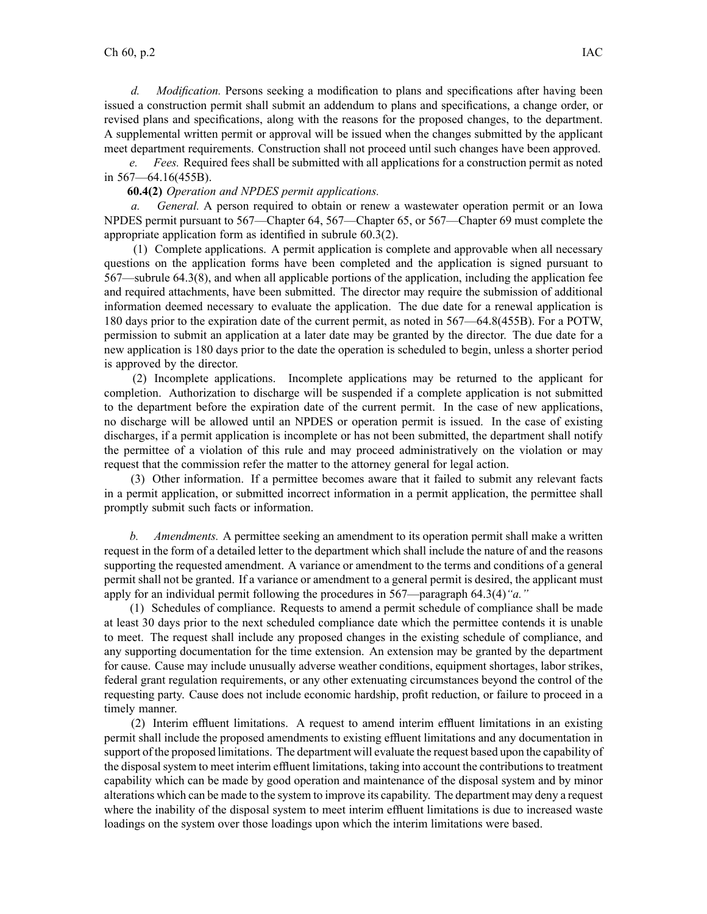*d. Modification.* Persons seeking a modification to plans and specifications after having been issued a construction permit shall submit an addendum to plans and specifications, a change order, or revised plans and specifications, along with the reasons for the proposed changes, to the department. A supplemental written permit or approval will be issued when the changes submitted by the applicant meet department requirements. Construction shall not proceed until such changes have been approved.

*e. Fees.* Required fees shall be submitted with all applications for a construction permit as noted in 567—64.16(455B).

**60.4(2)** *Operation and NPDES permit applications.*

*a. General.* A person required to obtain or renew a wastewater operation permit or an Iowa NPDES permit pursuant to 567—Chapter 64, 567—Chapter 65, or 567—Chapter 69 must complete the appropriate application form as identified in subrule 60.3(2).

(1) Complete applications. A permit application is complete and approvable when all necessary questions on the application forms have been completed and the application is signed pursuant to 567—subrule 64.3(8), and when all applicable portions of the application, including the application fee and required attachments, have been submitted. The director may require the submission of additional information deemed necessary to evaluate the application. The due date for a renewal application is 180 days prior to the expiration date of the current permit, as noted in 567—64.8(455B). For a POTW, permission to submit an application at a later date may be granted by the director. The due date for a new application is 180 days prior to the date the operation is scheduled to begin, unless a shorter period is approved by the director.

(2) Incomplete applications. Incomplete applications may be returned to the applicant for completion. Authorization to discharge will be suspended if a complete application is not submitted to the department before the expiration date of the current permit. In the case of new applications, no discharge will be allowed until an NPDES or operation permit is issued. In the case of existing discharges, if a permit application is incomplete or has not been submitted, the department shall notify the permittee of a violation of this rule and may proceed administratively on the violation or may request that the commission refer the matter to the attorney general for legal action.

(3) Other information. If a permittee becomes aware that it failed to submit any relevant facts in a permit application, or submitted incorrect information in a permit application, the permittee shall promptly submit such facts or information.

*b. Amendments.* A permittee seeking an amendment to its operation permit shall make a written request in the form of a detailed letter to the department which shall include the nature of and the reasons supporting the requested amendment. A variance or amendment to the terms and conditions of a general permit shall not be granted. If a variance or amendment to a general permit is desired, the applicant must apply for an individual permit following the procedures in 567—paragraph 64.3(4)*"a."*

(1) Schedules of compliance. Requests to amend a permit schedule of compliance shall be made at least 30 days prior to the next scheduled compliance date which the permittee contends it is unable to meet. The request shall include any proposed changes in the existing schedule of compliance, and any supporting documentation for the time extension. An extension may be granted by the department for cause. Cause may include unusually adverse weather conditions, equipment shortages, labor strikes, federal grant regulation requirements, or any other extenuating circumstances beyond the control of the requesting party. Cause does not include economic hardship, profit reduction, or failure to proceed in a timely manner.

(2) Interim effluent limitations. A request to amend interim effluent limitations in an existing permit shall include the proposed amendments to existing effluent limitations and any documentation in support of the proposed limitations. The department will evaluate the request based upon the capability of the disposal system to meet interim effluent limitations, taking into account the contributions to treatment capability which can be made by good operation and maintenance of the disposal system and by minor alterations which can be made to the system to improve its capability. The department may deny a request where the inability of the disposal system to meet interim effluent limitations is due to increased waste loadings on the system over those loadings upon which the interim limitations were based.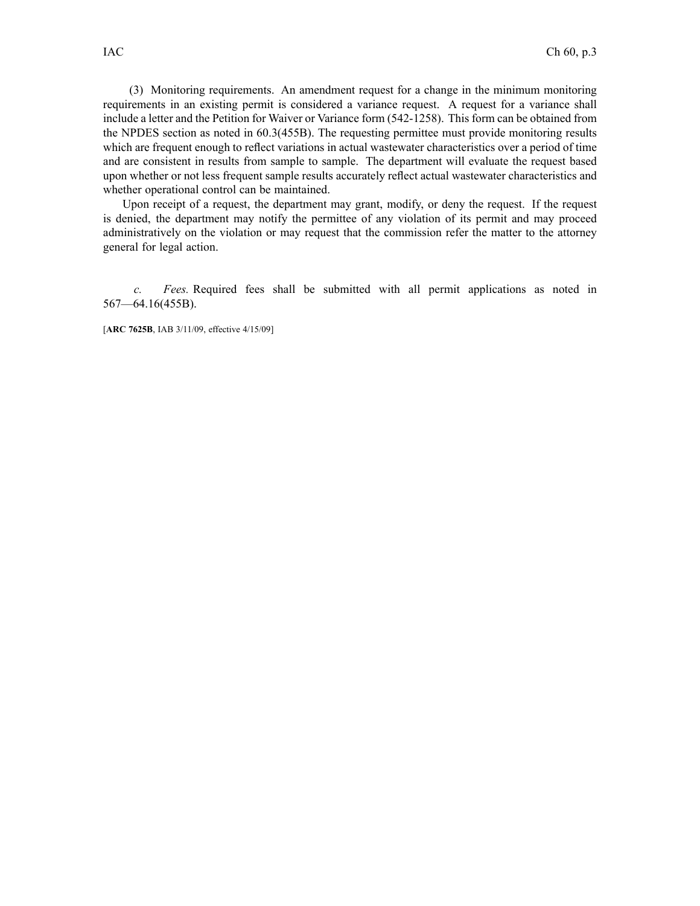(3) Monitoring requirements. An amendment request for a change in the minimum monitoring requirements in an existing permit is considered a variance request. A request for a variance shall include a letter and the Petition for Waiver or Variance form (542-1258). This form can be obtained from the NPDES section as noted in 60.3(455B). The requesting permittee must provide monitoring results which are frequent enough to reflect variations in actual wastewater characteristics over a period of time and are consistent in results from sample to sample. The department will evaluate the request based upon whether or not less frequent sample results accurately reflect actual wastewater characteristics and whether operational control can be maintained.

Upon receipt of a request, the department may grant, modify, or deny the request. If the request is denied, the department may notify the permittee of any violation of its permit and may proceed administratively on the violation or may request that the commission refer the matter to the attorney general for legal action.

*c.* *Fees.* Required fees shall be submitted with all permit applications as noted in 567—64.16(455B).

[**ARC 7625B**, IAB 3/11/09, effective 4/15/09]